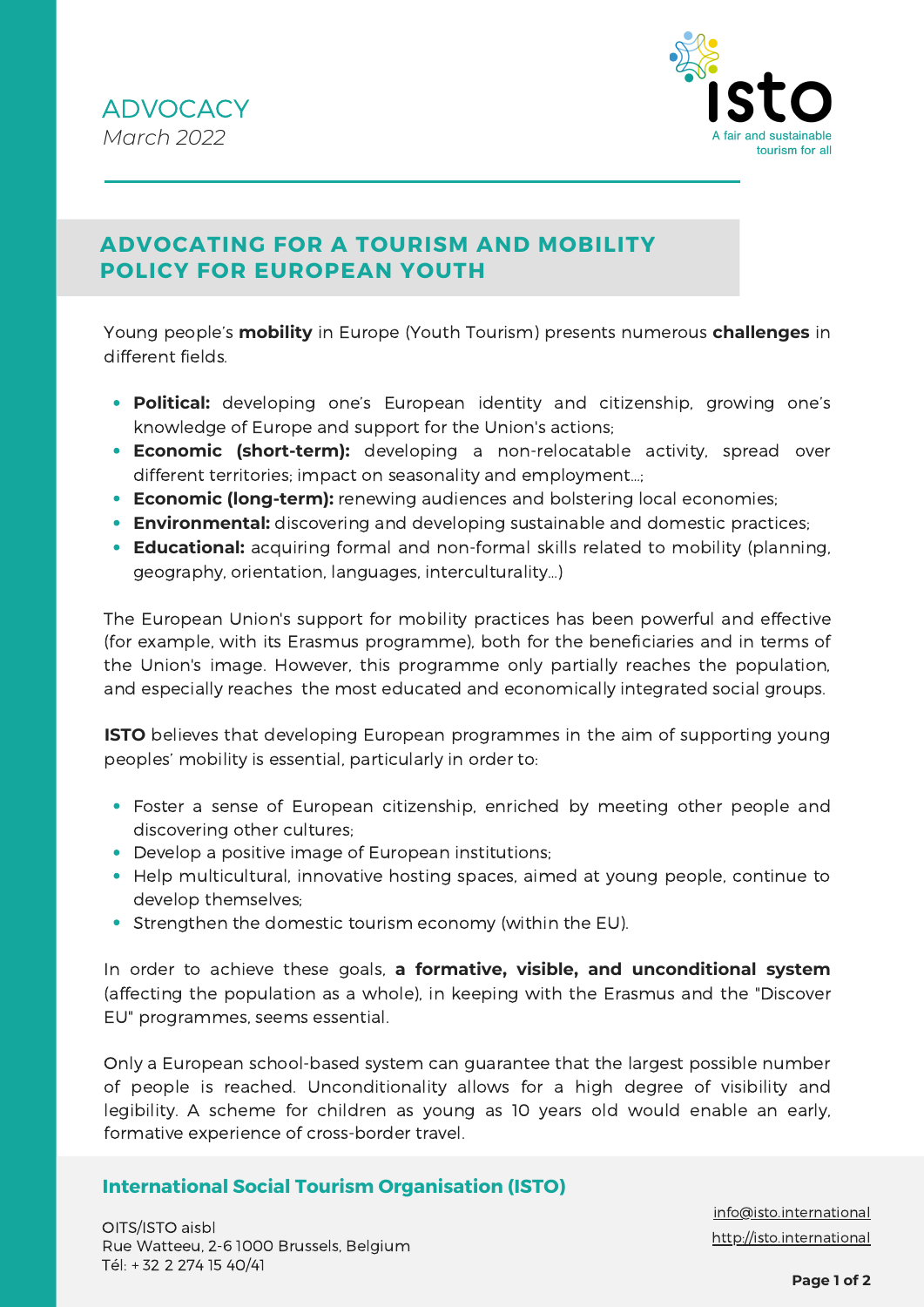ADVOCACY
*March 2022*

isto
A fair and sustainable tourism for all

# ADVOCATING FOR A TOURISM AND MOBILITY POLICY FOR EUROPEAN YOUTH

Young people's **mobility** in Europe (Youth Tourism) presents numerous **challenges** in different fields.

- **Political:** developing one's European identity and citizenship, growing one's knowledge of Europe and support for the Union's actions;
- **Economic (short-term):** developing a non-relocatable activity, spread over different territories; impact on seasonality and employment...;
- **Economic (long-term):** renewing audiences and bolstering local economies;
- **Environmental:** discovering and developing sustainable and domestic practices;
- **Educational:** acquiring formal and non-formal skills related to mobility (planning, geography, orientation, languages, interculturality...)

The European Union's support for mobility practices has been powerful and effective (for example, with its Erasmus programme), both for the beneficiaries and in terms of the Union's image. However, this programme only partially reaches the population, and especially reaches the most educated and economically integrated social groups.

**ISTO** believes that developing European programmes in the aim of supporting young peoples' mobility is essential, particularly in order to:

- Foster a sense of European citizenship, enriched by meeting other people and discovering other cultures;
- Develop a positive image of European institutions;
- Help multicultural, innovative hosting spaces, aimed at young people, continue to develop themselves;
- Strengthen the domestic tourism economy (within the EU).

In order to achieve these goals, **a formative, visible, and unconditional system** (affecting the population as a whole), in keeping with the Erasmus and the "Discover EU" programmes, seems essential.

Only a European school-based system can guarantee that the largest possible number of people is reached. Unconditionality allows for a high degree of visibility and legibility. A scheme for children as young as 10 years old would enable an early, formative experience of cross-border travel.

**International Social Tourism Organisation (ISTO)**

OITS/ISTO aisbl
Rue Watteeu, 2-6 1000 Brussels, Belgium
Tél: + 32 2 274 15 40/41

info@isto.international
http://isto.international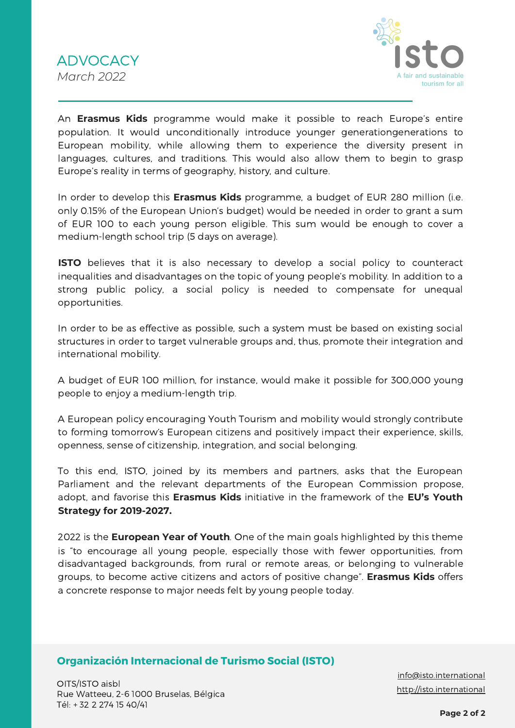ADVOCACY

*March 2022*

An **Erasmus Kids** programme would make it possible to reach Europe's entire population. It would unconditionally introduce younger generationgenerations to European mobility, while allowing them to experience the diversity present in languages, cultures, and traditions. This would also allow them to begin to grasp Europe's reality in terms of geography, history, and culture.

In order to develop this **Erasmus Kids** programme, a budget of EUR 280 million (i.e. only 0.15% of the European Union's budget) would be needed in order to grant a sum of EUR 100 to each young person eligible. This sum would be enough to cover a medium-length school trip (5 days on average).

**ISTO** believes that it is also necessary to develop a social policy to counteract inequalities and disadvantages on the topic of young people's mobility. In addition to a strong public policy, a social policy is needed to compensate for unequal opportunities.

In order to be as effective as possible, such a system must be based on existing social structures in order to target vulnerable groups and, thus, promote their integration and international mobility.

A budget of EUR 100 million, for instance, would make it possible for 300,000 young people to enjoy a medium-length trip.

A European policy encouraging Youth Tourism and mobility would strongly contribute to forming tomorrow's European citizens and positively impact their experience, skills, openness, sense of citizenship, integration, and social belonging.

To this end, ISTO, joined by its members and partners, asks that the European Parliament and the relevant departments of the European Commission propose, adopt, and favorise this **Erasmus Kids** initiative in the framework of the **EU's Youth Strategy for 2019-2027.**

2022 is the **European Year of Youth**. One of the main goals highlighted by this theme is "to encourage all young people, especially those with fewer opportunities, from disadvantaged backgrounds, from rural or remote areas, or belonging to vulnerable groups, to become active citizens and actors of positive change". **Erasmus Kids** offers a concrete response to major needs felt by young people today.

**Organización Internacional de Turismo Social (ISTO)**

OITS/ISTO aisbl
Rue Watteeu, 2-6 1000 Bruselas, Bélgica
Tél: + 32 2 274 15 40/41

info@isto.international
http://isto.international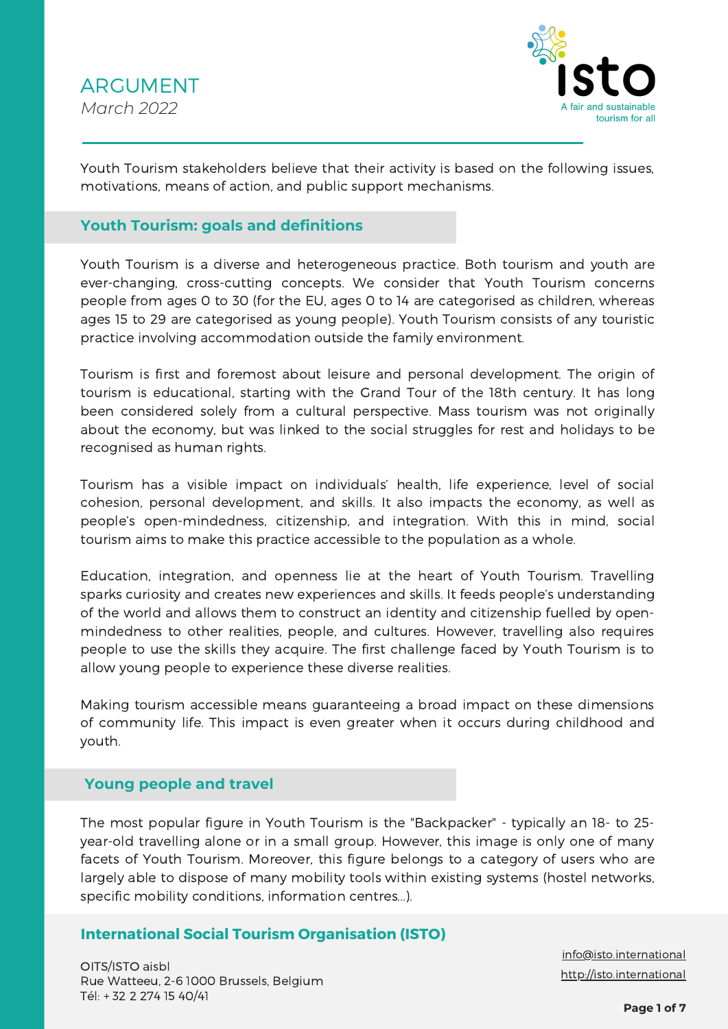# ARGUMENT

*March 2022*

Youth Tourism stakeholders believe that their activity is based on the following issues, motivations, means of action, and public support mechanisms.

## Youth Tourism: goals and definitions

Youth Tourism is a diverse and heterogeneous practice. Both tourism and youth are ever-changing, cross-cutting concepts. We consider that Youth Tourism concerns people from ages 0 to 30 (for the EU, ages 0 to 14 are categorised as children, whereas ages 15 to 29 are categorised as young people). Youth Tourism consists of any touristic practice involving accommodation outside the family environment.

Tourism is first and foremost about leisure and personal development. The origin of tourism is educational, starting with the Grand Tour of the 18th century. It has long been considered solely from a cultural perspective. Mass tourism was not originally about the economy, but was linked to the social struggles for rest and holidays to be recognised as human rights.

Tourism has a visible impact on individuals' health, life experience, level of social cohesion, personal development, and skills. It also impacts the economy, as well as people's open-mindedness, citizenship, and integration. With this in mind, social tourism aims to make this practice accessible to the population as a whole.

Education, integration, and openness lie at the heart of Youth Tourism. Travelling sparks curiosity and creates new experiences and skills. It feeds people's understanding of the world and allows them to construct an identity and citizenship fuelled by open-mindedness to other realities, people, and cultures. However, travelling also requires people to use the skills they acquire. The first challenge faced by Youth Tourism is to allow young people to experience these diverse realities.

Making tourism accessible means guaranteeing a broad impact on these dimensions of community life. This impact is even greater when it occurs during childhood and youth.

## Young people and travel

The most popular figure in Youth Tourism is the "Backpacker" - typically an 18- to 25-year-old travelling alone or in a small group. However, this image is only one of many facets of Youth Tourism. Moreover, this figure belongs to a category of users who are largely able to dispose of many mobility tools within existing systems (hostel networks, specific mobility conditions, information centres...).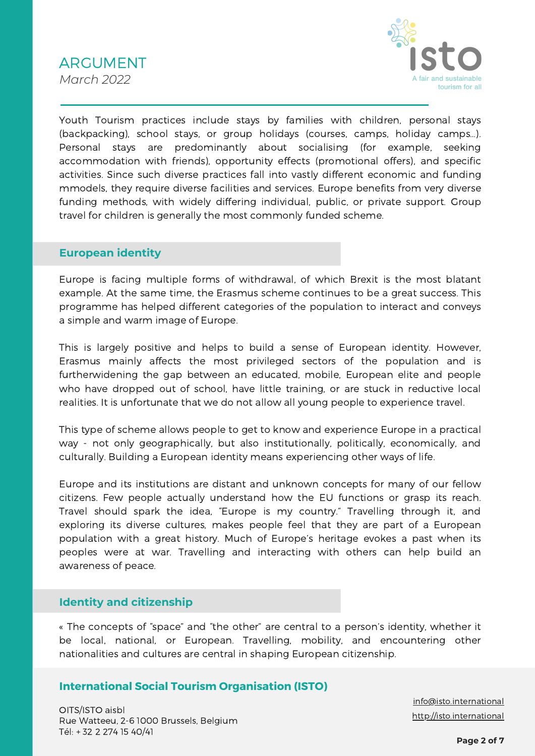Youth Tourism practices include stays by families with children, personal stays (backpacking), school stays, or group holidays (courses, camps, holiday camps…). Personal stays are predominantly about socialising (for example, seeking accommodation with friends), opportunity effects (promotional offers), and specific activities. Since such diverse practices fall into vastly different economic and funding mmodels, they require diverse facilities and services. Europe benefits from very diverse funding methods, with widely differing individual, public, or private support. Group travel for children is generally the most commonly funded scheme.

## European identity

Europe is facing multiple forms of withdrawal, of which Brexit is the most blatant example. At the same time, the Erasmus scheme continues to be a great success. This programme has helped different categories of the population to interact and conveys a simple and warm image of Europe.

This is largely positive and helps to build a sense of European identity. However, Erasmus mainly affects the most privileged sectors of the population and is furtherwidening the gap between an educated, mobile, European elite and people who have dropped out of school, have little training, or are stuck in reductive local realities. It is unfortunate that we do not allow all young people to experience travel.

This type of scheme allows people to get to know and experience Europe in a practical way - not only geographically, but also institutionally, politically, economically, and culturally. Building a European identity means experiencing other ways of life.

Europe and its institutions are distant and unknown concepts for many of our fellow citizens. Few people actually understand how the EU functions or grasp its reach. Travel should spark the idea, "Europe is my country." Travelling through it, and exploring its diverse cultures, makes people feel that they are part of a European population with a great history. Much of Europe's heritage evokes a past when its peoples were at war. Travelling and interacting with others can help build an awareness of peace.

## Identity and citizenship

« The concepts of "space" and "the other" are central to a person's identity, whether it be local, national, or European. Travelling, mobility, and encountering other nationalities and cultures are central in shaping European citizenship.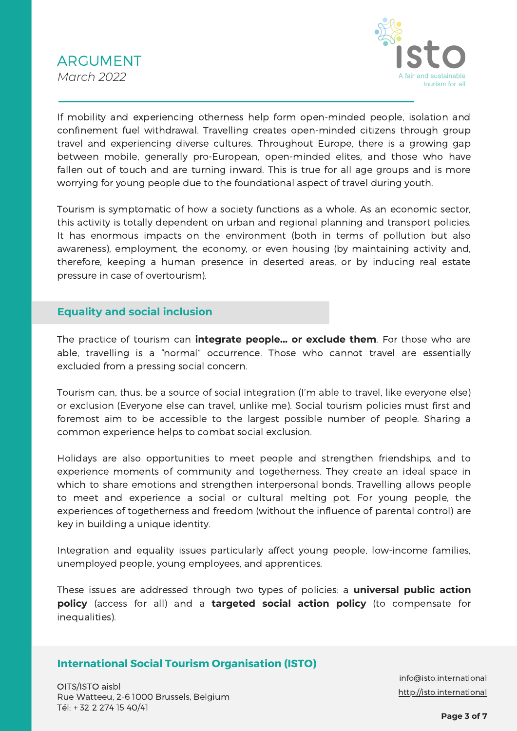If mobility and experiencing otherness help form open-minded people, isolation and confinement fuel withdrawal. Travelling creates open-minded citizens through group travel and experiencing diverse cultures. Throughout Europe, there is a growing gap between mobile, generally pro-European, open-minded elites, and those who have fallen out of touch and are turning inward. This is true for all age groups and is more worrying for young people due to the foundational aspect of travel during youth.

Tourism is symptomatic of how a society functions as a whole. As an economic sector, this activity is totally dependent on urban and regional planning and transport policies. It has enormous impacts on the environment (both in terms of pollution but also awareness), employment, the economy, or even housing (by maintaining activity and, therefore, keeping a human presence in deserted areas, or by inducing real estate pressure in case of overtourism).

## Equality and social inclusion

The practice of tourism can **integrate people... or exclude them**. For those who are able, travelling is a "normal" occurrence. Those who cannot travel are essentially excluded from a pressing social concern.

Tourism can, thus, be a source of social integration (I'm able to travel, like everyone else) or exclusion (Everyone else can travel, unlike me). Social tourism policies must first and foremost aim to be accessible to the largest possible number of people. Sharing a common experience helps to combat social exclusion.

Holidays are also opportunities to meet people and strengthen friendships, and to experience moments of community and togetherness. They create an ideal space in which to share emotions and strengthen interpersonal bonds. Travelling allows people to meet and experience a social or cultural melting pot. For young people, the experiences of togetherness and freedom (without the influence of parental control) are key in building a unique identity.

Integration and equality issues particularly affect young people, low-income families, unemployed people, young employees, and apprentices.

These issues are addressed through two types of policies: a **universal public action policy** (access for all) and a **targeted social action policy** (to compensate for inequalities).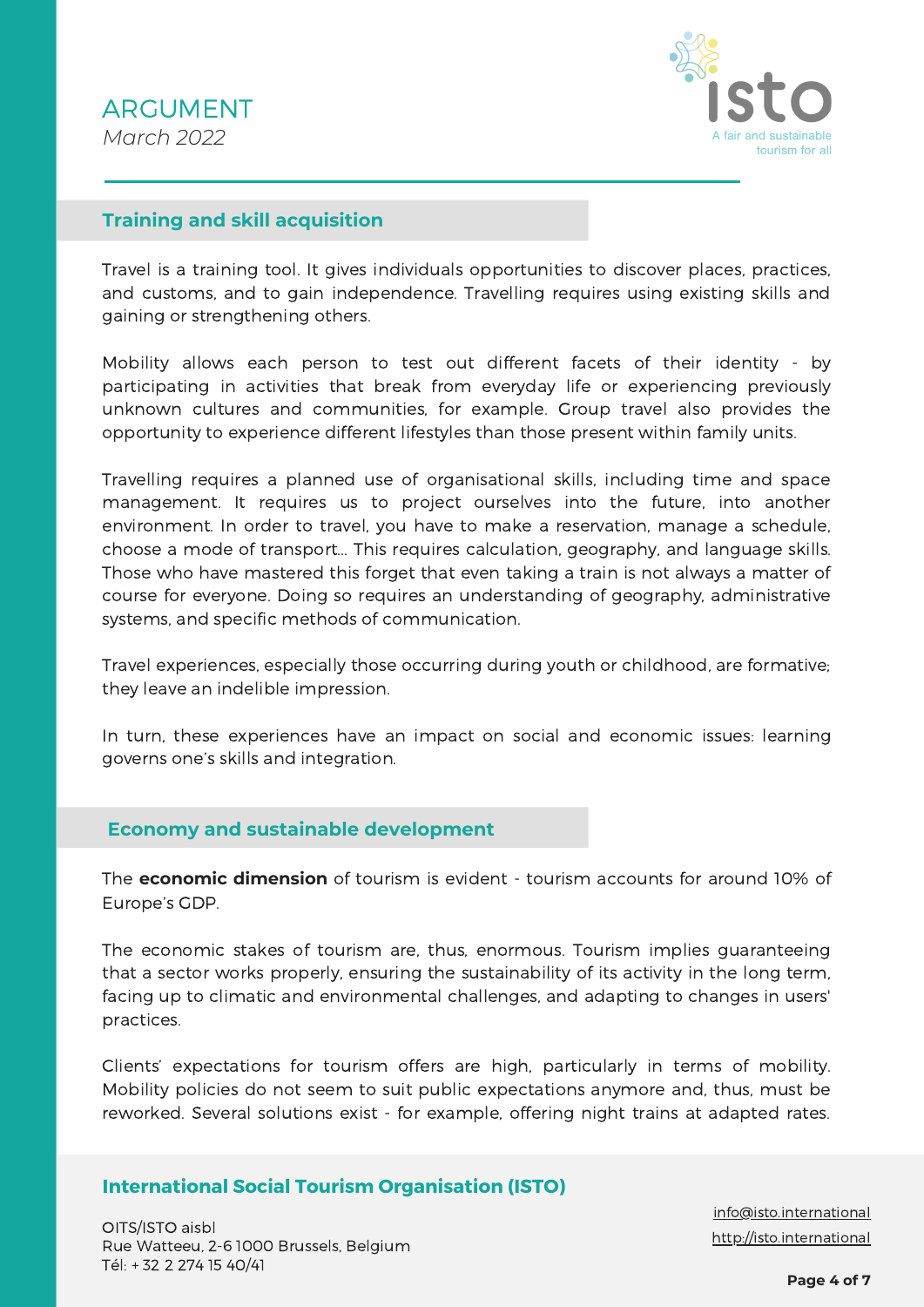## Training and skill acquisition

Travel is a training tool. It gives individuals opportunities to discover places, practices, and customs, and to gain independence. Travelling requires using existing skills and gaining or strengthening others.

Mobility allows each person to test out different facets of their identity - by participating in activities that break from everyday life or experiencing previously unknown cultures and communities, for example. Group travel also provides the opportunity to experience different lifestyles than those present within family units.

Travelling requires a planned use of organisational skills, including time and space management. It requires us to project ourselves into the future, into another environment. In order to travel, you have to make a reservation, manage a schedule, choose a mode of transport... This requires calculation, geography, and language skills. Those who have mastered this forget that even taking a train is not always a matter of course for everyone. Doing so requires an understanding of geography, administrative systems, and specific methods of communication.

Travel experiences, especially those occurring during youth or childhood, are formative; they leave an indelible impression.

In turn, these experiences have an impact on social and economic issues: learning governs one's skills and integration.

## Economy and sustainable development

The **economic dimension** of tourism is evident - tourism accounts for around 10% of Europe's GDP.

The economic stakes of tourism are, thus, enormous. Tourism implies guaranteeing that a sector works properly, ensuring the sustainability of its activity in the long term, facing up to climatic and environmental challenges, and adapting to changes in users' practices.

Clients' expectations for tourism offers are high, particularly in terms of mobility. Mobility policies do not seem to suit public expectations anymore and, thus, must be reworked. Several solutions exist - for example, offering night trains at adapted rates.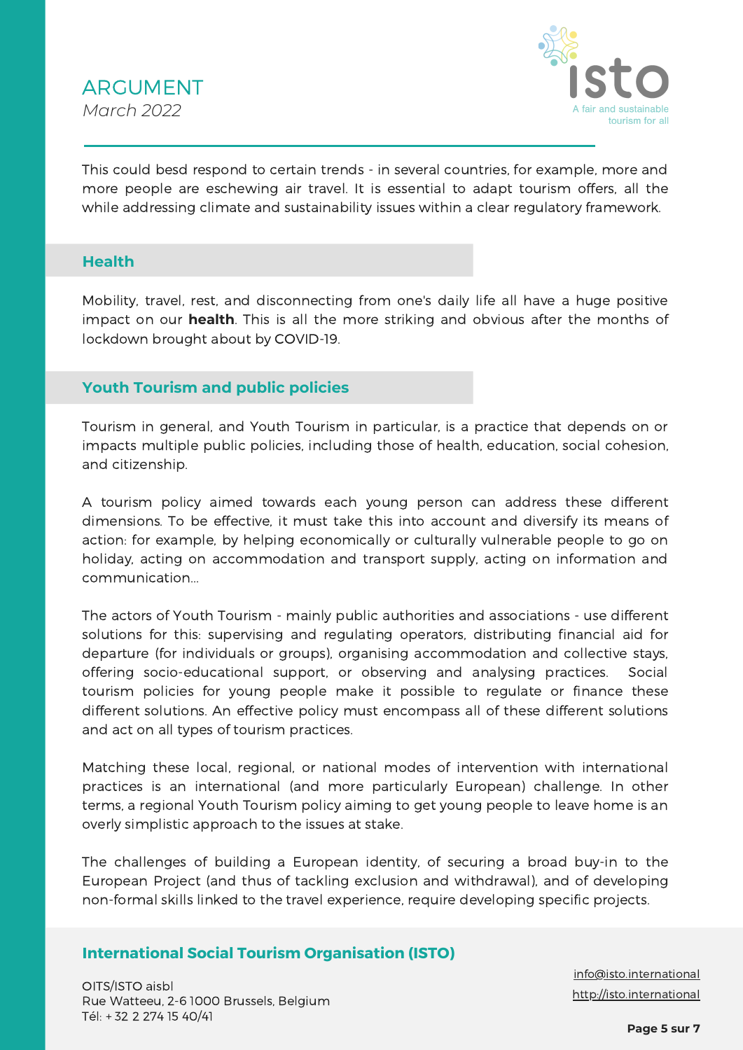This could besd respond to certain trends - in several countries, for example, more and more people are eschewing air travel. It is essential to adapt tourism offers, all the while addressing climate and sustainability issues within a clear regulatory framework.

## Health

Mobility, travel, rest, and disconnecting from one's daily life all have a huge positive impact on our **health**. This is all the more striking and obvious after the months of lockdown brought about by COVID-19.

## Youth Tourism and public policies

Tourism in general, and Youth Tourism in particular, is a practice that depends on or impacts multiple public policies, including those of health, education, social cohesion, and citizenship.

A tourism policy aimed towards each young person can address these different dimensions. To be effective, it must take this into account and diversify its means of action: for example, by helping economically or culturally vulnerable people to go on holiday, acting on accommodation and transport supply, acting on information and communication...

The actors of Youth Tourism - mainly public authorities and associations - use different solutions for this: supervising and regulating operators, distributing financial aid for departure (for individuals or groups), organising accommodation and collective stays, offering socio-educational support, or observing and analysing practices. Social tourism policies for young people make it possible to regulate or finance these different solutions. An effective policy must encompass all of these different solutions and act on all types of tourism practices.

Matching these local, regional, or national modes of intervention with international practices is an international (and more particularly European) challenge. In other terms, a regional Youth Tourism policy aiming to get young people to leave home is an overly simplistic approach to the issues at stake.

The challenges of building a European identity, of securing a broad buy-in to the European Project (and thus of tackling exclusion and withdrawal), and of developing non-formal skills linked to the travel experience, require developing specific projects.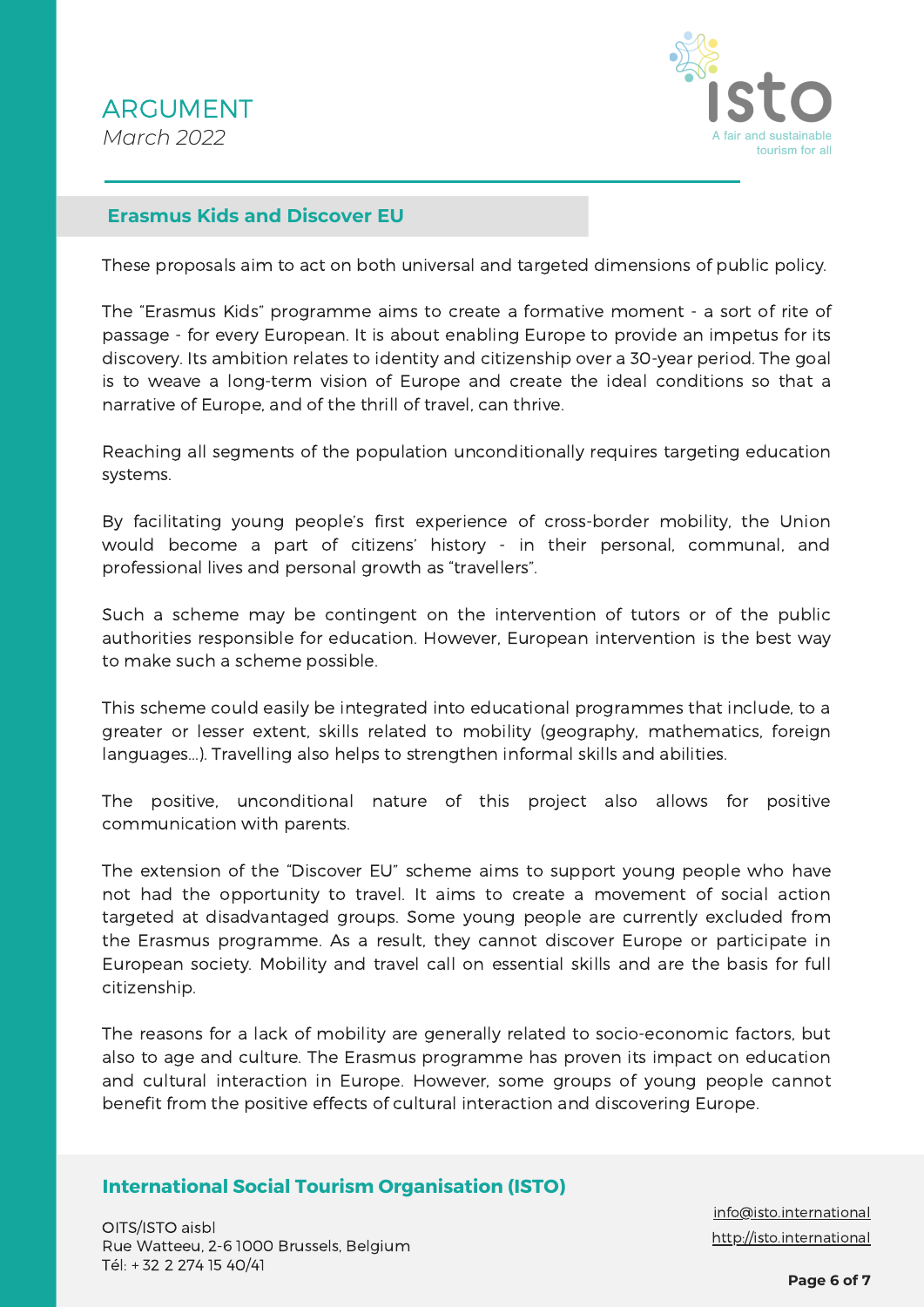## Erasmus Kids and Discover EU

These proposals aim to act on both universal and targeted dimensions of public policy.

The "Erasmus Kids" programme aims to create a formative moment - a sort of rite of passage - for every European. It is about enabling Europe to provide an impetus for its discovery. Its ambition relates to identity and citizenship over a 30-year period. The goal is to weave a long-term vision of Europe and create the ideal conditions so that a narrative of Europe, and of the thrill of travel, can thrive.

Reaching all segments of the population unconditionally requires targeting education systems.

By facilitating young people's first experience of cross-border mobility, the Union would become a part of citizens' history - in their personal, communal, and professional lives and personal growth as "travellers".

Such a scheme may be contingent on the intervention of tutors or of the public authorities responsible for education. However, European intervention is the best way to make such a scheme possible.

This scheme could easily be integrated into educational programmes that include, to a greater or lesser extent, skills related to mobility (geography, mathematics, foreign languages...). Travelling also helps to strengthen informal skills and abilities.

The positive, unconditional nature of this project also allows for positive communication with parents.

The extension of the "Discover EU" scheme aims to support young people who have not had the opportunity to travel. It aims to create a movement of social action targeted at disadvantaged groups. Some young people are currently excluded from the Erasmus programme. As a result, they cannot discover Europe or participate in European society. Mobility and travel call on essential skills and are the basis for full citizenship.

The reasons for a lack of mobility are generally related to socio-economic factors, but also to age and culture. The Erasmus programme has proven its impact on education and cultural interaction in Europe. However, some groups of young people cannot benefit from the positive effects of cultural interaction and discovering Europe.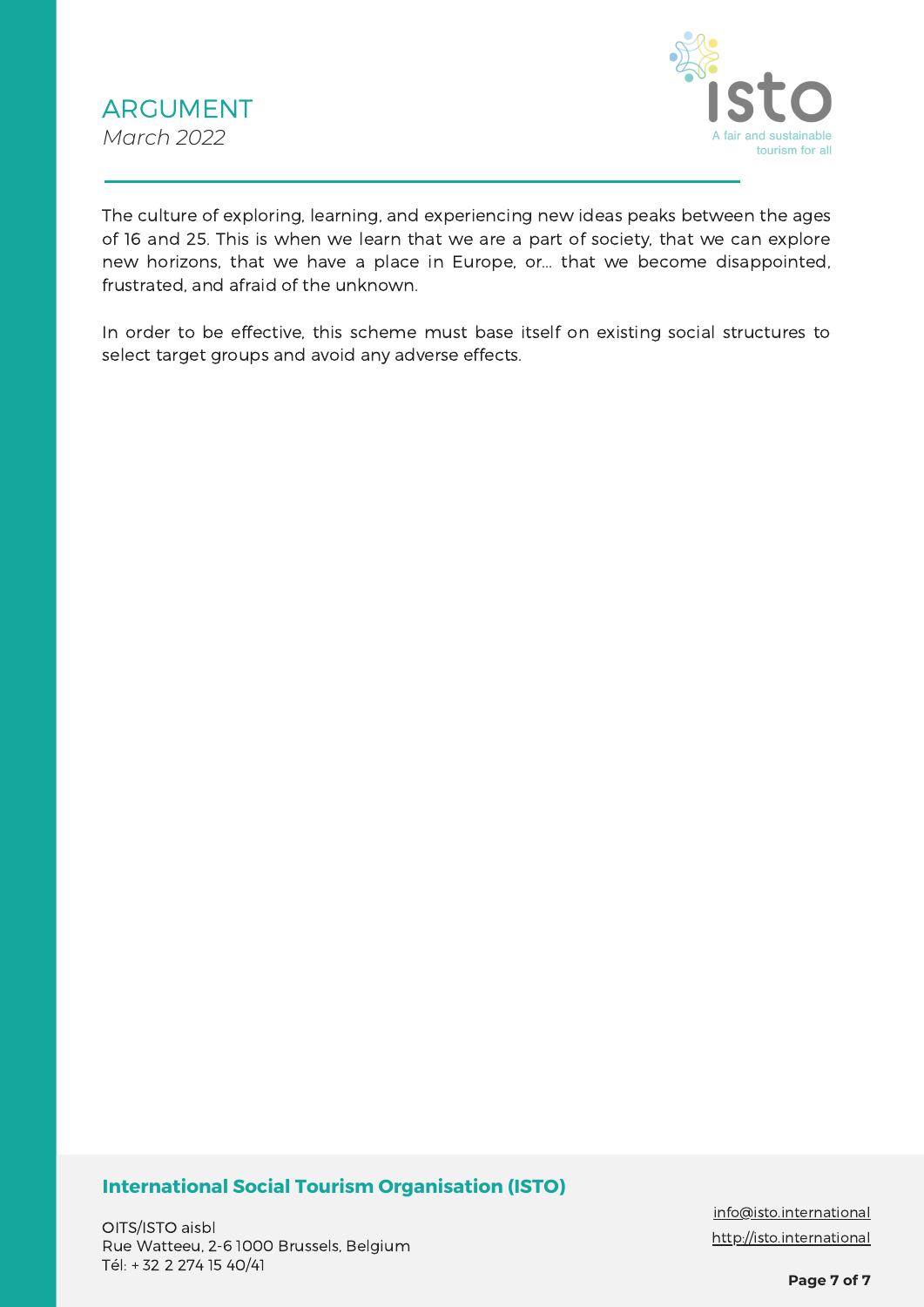The culture of exploring, learning, and experiencing new ideas peaks between the ages of 16 and 25. This is when we learn that we are a part of society, that we can explore new horizons, that we have a place in Europe, or... that we become disappointed, frustrated, and afraid of the unknown.

In order to be effective, this scheme must base itself on existing social structures to select target groups and avoid any adverse effects.